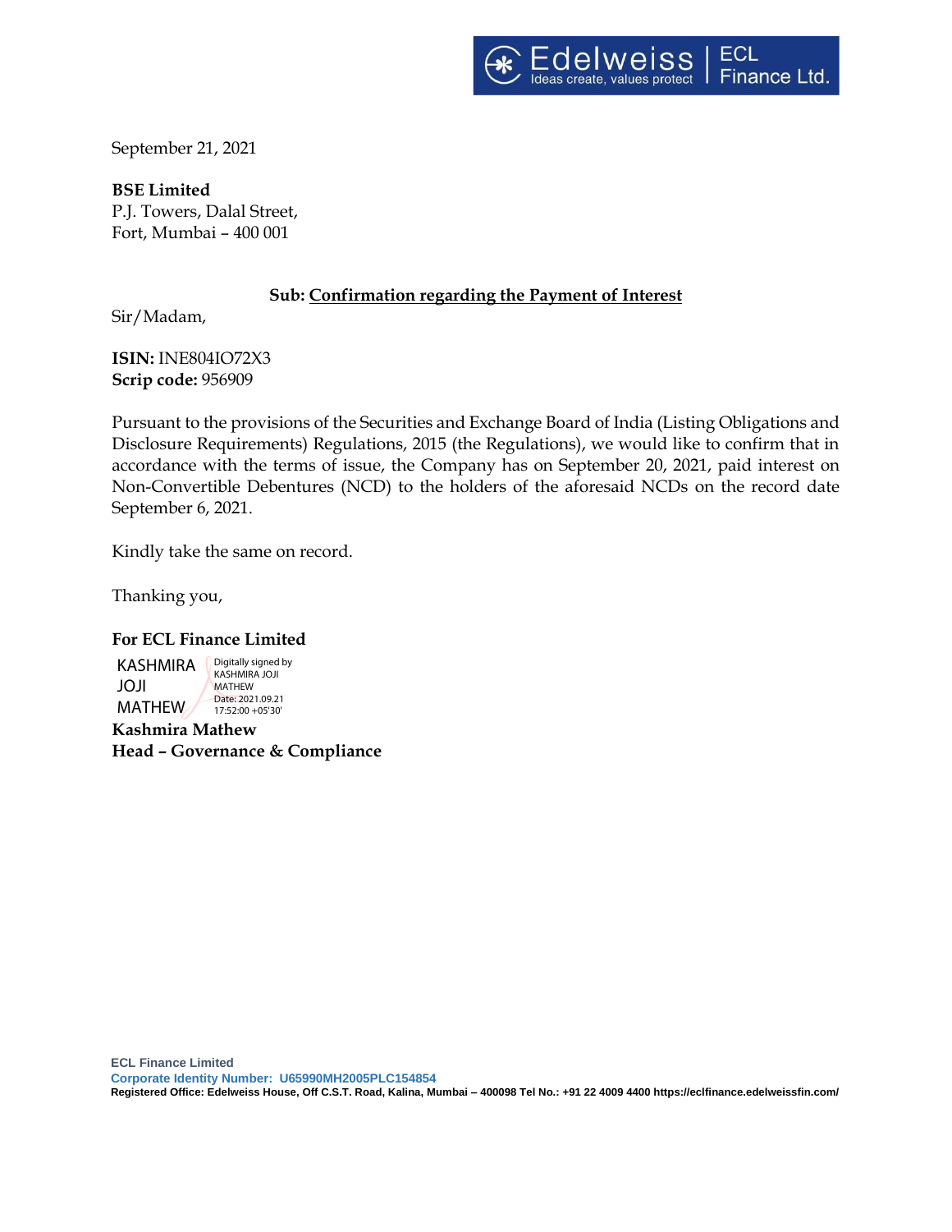Edelweiss | ECL Finance Ltd.

Ideas create, values protect

September 21, 2021

**BSE Limited**
P.J. Towers, Dalal Street,
Fort, Mumbai – 400 001

**Sub: Confirmation regarding the Payment of Interest**

Sir/Madam,

**ISIN:** INE804IO72X3
**Scrip code:** 956909

Pursuant to the provisions of the Securities and Exchange Board of India (Listing Obligations and Disclosure Requirements) Regulations, 2015 (the Regulations), we would like to confirm that in accordance with the terms of issue, the Company has on September 20, 2021, paid interest on Non-Convertible Debentures (NCD) to the holders of the aforesaid NCDs on the record date September 6, 2021.

Kindly take the same on record.

Thanking you,

**For ECL Finance Limited**

KASHMIRA JOJI MATHEW

Digitally signed by KASHMIRA JOJI MATHEW
Date: 2021.09.21 17:52:00 +05'30'

**Kashmira Mathew**
**Head – Governance & Compliance**

**ECL Finance Limited**
**Corporate Identity Number: U65990MH2005PLC154854**
**Registered Office: Edelweiss House, Off C.S.T. Road, Kalina, Mumbai – 400098 Tel No.: +91 22 4009 4400 https://eclfinance.edelweissfin.com/**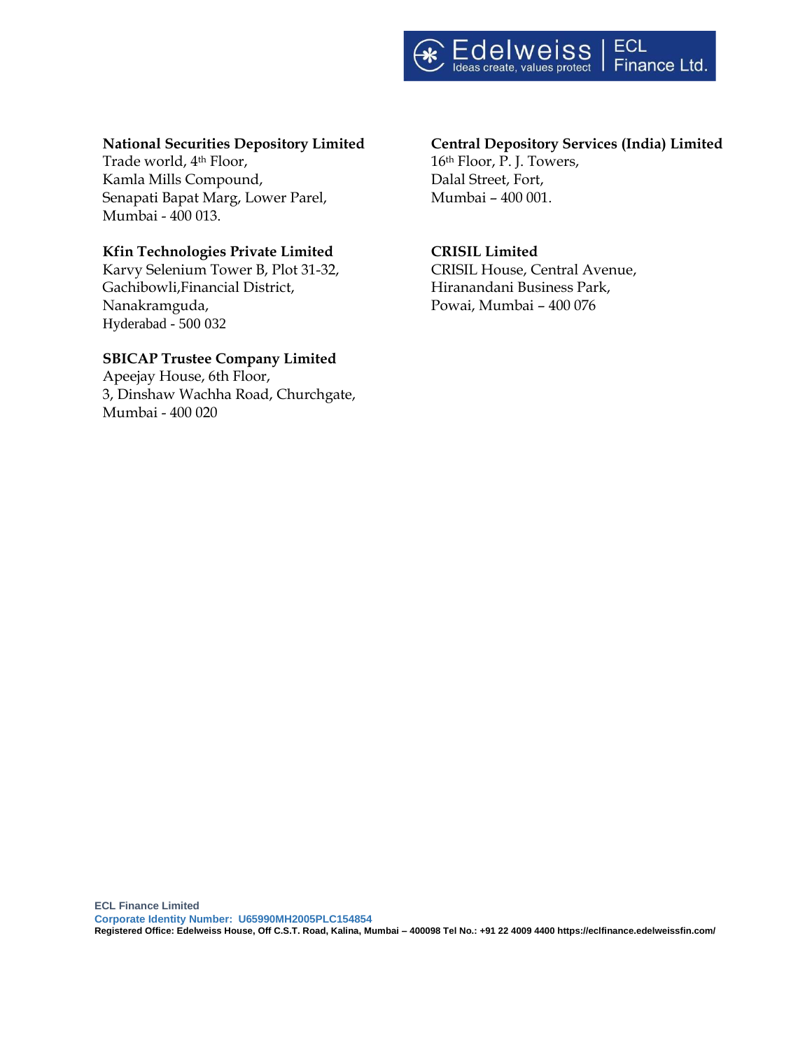**National Securities Depository Limited**
Trade world, 4th Floor,
Kamla Mills Compound,
Senapati Bapat Marg, Lower Parel,
Mumbai - 400 013.

**Central Depository Services (India) Limited**
16th Floor, P. J. Towers,
Dalal Street, Fort,
Mumbai – 400 001.

**Kfin Technologies Private Limited**
Karvy Selenium Tower B, Plot 31-32,
Gachibowli,Financial District,
Nanakramguda,
Hyderabad - 500 032

**CRISIL Limited**
CRISIL House, Central Avenue,
Hiranandani Business Park,
Powai, Mumbai – 400 076

**SBICAP Trustee Company Limited**
Apeejay House, 6th Floor,
3, Dinshaw Wachha Road, Churchgate,
Mumbai - 400 020

**ECL Finance Limited**
**Corporate Identity Number: U65990MH2005PLC154854**
**Registered Office: Edelweiss House, Off C.S.T. Road, Kalina, Mumbai – 400098 Tel No.: +91 22 4009 4400 https://eclfinance.edelweissfin.com/**